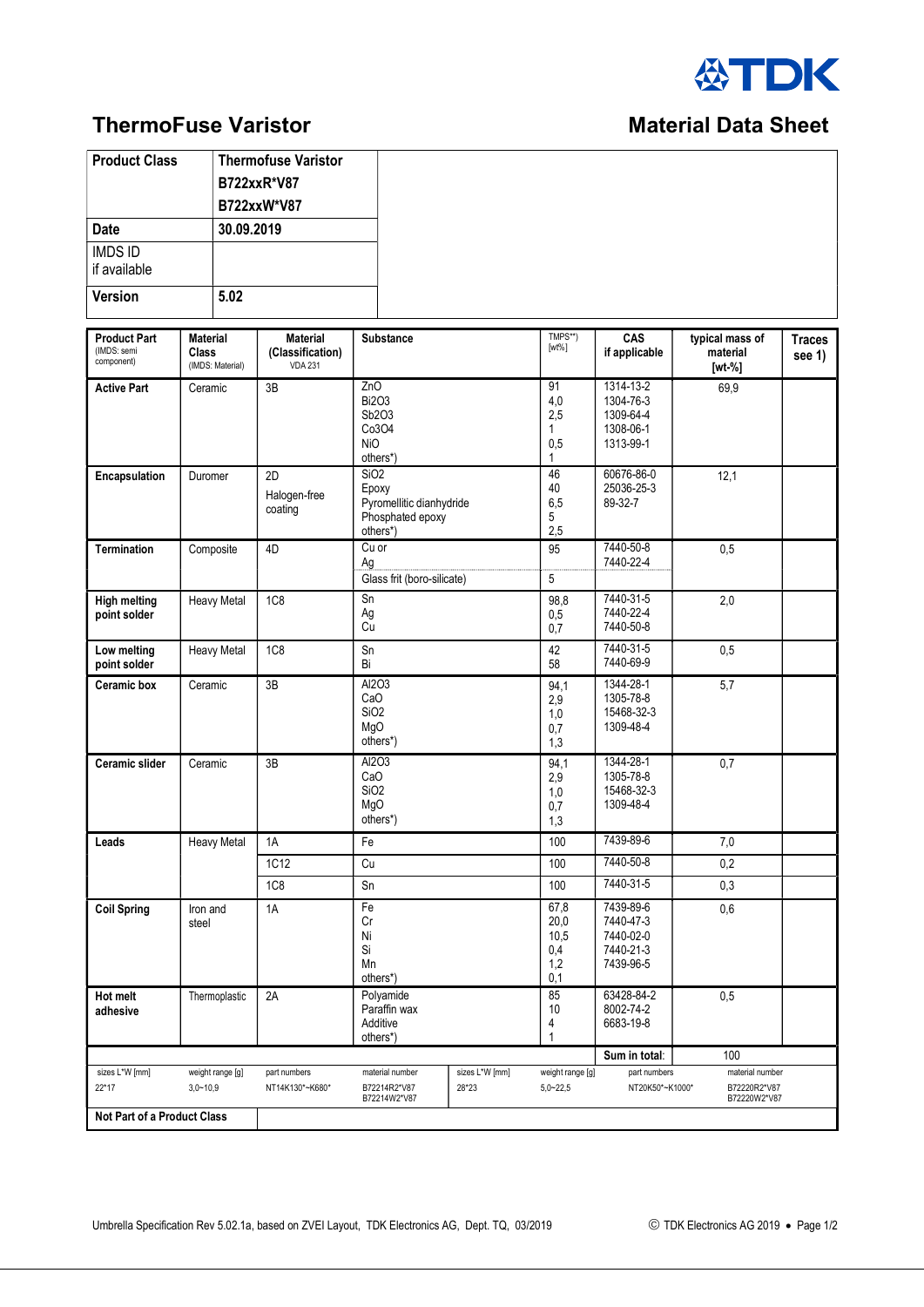# ThermoFuse Varistor

## Material Data Sheet

| Product Class | Thermofuse Varistor<br>B722xxR*V87<br>B722xxW*V87 |
|---|---|
| Date | 30.09.2019 |
| IMDS ID<br>if available | |
| Version | 5.02 |

| Product Part (IMDS: semi component) | Material Class (IMDS: Material) | Material (Classification) VDA 231 | Substance | TMPS**) [wt%] | CAS if applicable | typical mass of material [wt-%] | Traces see 1) |
|---|---|---|---|---|---|---|---|
| **Active Part** | Ceramic | 3B | ZnO<br>Bi2O3<br>Sb2O3<br>Co3O4<br>NiO<br>others*) | 91<br>4,0<br>2,5<br>1<br>0,5<br>1 | 1314-13-2<br>1304-76-3<br>1309-64-4<br>1308-06-1<br>1313-99-1 | 69,9 | |
| **Encapsulation** | Duromer | 2D<br>Halogen-free coating | SiO2<br>Epoxy<br>Pyromellitic dianhydride<br>Phosphated epoxy<br>others*) | 46<br>40<br>6,5<br>5<br>2,5 | 60676-86-0<br>25036-25-3<br>89-32-7 | 12,1 | |
| **Termination** | Composite | 4D | Cu or<br>Ag | 95 | 7440-50-8<br>7440-22-4 | 0,5 | |
| | | | Glass frit (boro-silicate) | 5 | | | |
| **High melting point solder** | Heavy Metal | 1C8 | Sn<br>Ag<br>Cu | 98,8<br>0,5<br>0,7 | 7440-31-5<br>7440-22-4<br>7440-50-8 | 2,0 | |
| **Low melting point solder** | Heavy Metal | 1C8 | Sn<br>Bi | 42<br>58 | 7440-31-5<br>7440-69-9 | 0,5 | |
| **Ceramic box** | Ceramic | 3B | Al2O3<br>CaO<br>SiO2<br>MgO<br>others*) | 94,1<br>2,9<br>1,0<br>0,7<br>1,3 | 1344-28-1<br>1305-78-8<br>15468-32-3<br>1309-48-4 | 5,7 | |
| **Ceramic slider** | Ceramic | 3B | Al2O3<br>CaO<br>SiO2<br>MgO<br>others*) | 94,1<br>2,9<br>1,0<br>0,7<br>1,3 | 1344-28-1<br>1305-78-8<br>15468-32-3<br>1309-48-4 | 0,7 | |
| **Leads** | Heavy Metal | 1A | Fe | 100 | 7439-89-6 | 7,0 | |
| | | 1C12 | Cu | 100 | 7440-50-8 | 0,2 | |
| | | 1C8 | Sn | 100 | 7440-31-5 | 0,3 | |
| **Coil Spring** | Iron and steel | 1A | Fe<br>Cr<br>Ni<br>Si<br>Mn<br>others*) | 67,8<br>20,0<br>10,5<br>0,4<br>1,2<br>0,1 | 7439-89-6<br>7440-47-3<br>7440-02-0<br>7440-21-3<br>7439-96-5 | 0,6 | |
| **Hot melt adhesive** | Thermoplastic | 2A | Polyamide<br>Paraffin wax<br>Additive<br>others*) | 85<br>10<br>4<br>1 | 63428-84-2<br>8002-74-2<br>6683-19-8 | 0,5 | |
| | | | | | **Sum in total:** | 100 | |

| sizes L*W [mm] | weight range [g] | part numbers | material number | sizes L*W [mm] | weight range [g] | part numbers | material number |
|---|---|---|---|---|---|---|---|
| 22*17 | 3,0~10,9 | NT14K130*~K680* | B72214R2*V87<br>B72214W2*V87 | 28*23 | 5,0~22,5 | NT20K50*~K1000* | B72220R2*V87<br>B72220W2*V87 |

| Not Part of a Product Class | |
|---|---|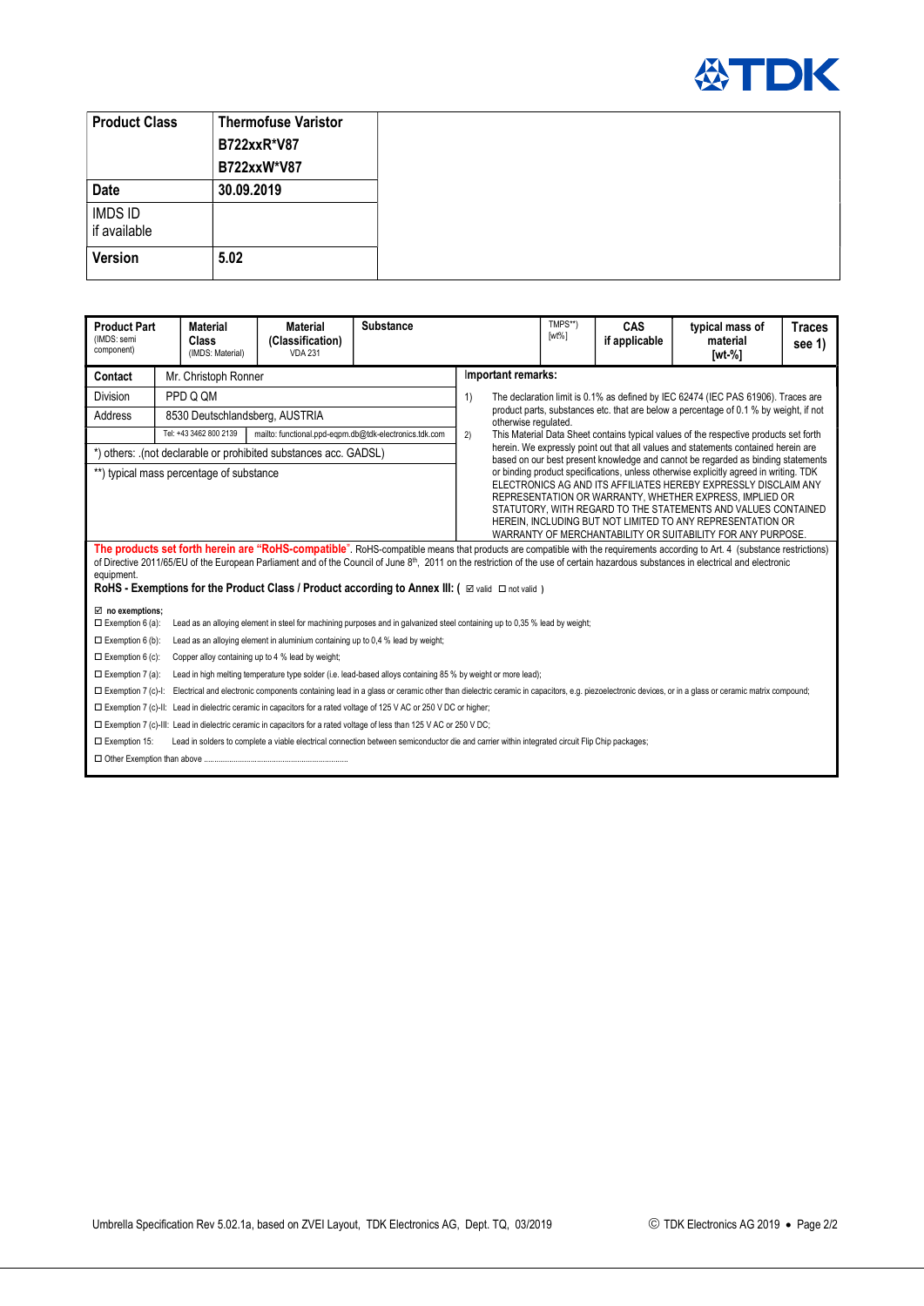TDK

| | |
|---|---|
| **Product Class** | **Thermofuse Varistor** |
| | **B722xxR*V87** |
| | **B722xxW*V87** |
| **Date** | **30.09.2019** |
| IMDS ID if available | |
| **Version** | **5.02** |

| **Product Part** (IMDS: semi component) | **Material Class** (IMDS: Material) | **Material (Classification)** VDA 231 | **Substance** | TMPS**) [wt%] | **CAS if applicable** | **typical mass of material [wt-%]** | **Traces see 1)** |
|---|---|---|---|---|---|---|---|

| | |
|---|---|
| **Contact** | Mr. Christoph Ronner |
| Division | PPD Q QM |
| Address | 8530 Deutschlandsberg, AUSTRIA |
| Tel: +43 3462 800 2139 | mailto: functional.ppd-eqpm.db@tdk-electronics.tdk.com |

*) others: .(not declarable or prohibited substances acc. GADSL)

**) typical mass percentage of substance

**Important remarks:**

1) The declaration limit is 0.1% as defined by IEC 62474 (IEC PAS 61906). Traces are product parts, substances etc. that are below a percentage of 0.1 % by weight, if not otherwise regulated.

2) This Material Data Sheet contains typical values of the respective products set forth herein. We expressly point out that all values and statements contained herein are based on our best present knowledge and cannot be regarded as binding statements or binding product specifications, unless otherwise explicitly agreed in writing. TDK ELECTRONICS AG AND ITS AFFILIATES HEREBY EXPRESSLY DISCLAIM ANY REPRESENTATION OR WARRANTY, WHETHER EXPRESS, IMPLIED OR STATUTORY, WITH REGARD TO THE STATEMENTS AND VALUES CONTAINED HEREIN, INCLUDING BUT NOT LIMITED TO ANY REPRESENTATION OR WARRANTY OF MERCHANTABILITY OR SUITABILITY FOR ANY PURPOSE.

**The products set forth herein are "RoHS-compatible"**. RoHS-compatible means that products are compatible with the requirements according to Art. 4 (substance restrictions) of Directive 2011/65/EU of the European Parliament and of the Council of June 8th, 2011 on the restriction of the use of certain hazardous substances in electrical and electronic equipment.

**RoHS - Exemptions for the Product Class / Product according to Annex III: (** ☑ valid ☐ not valid **)**

☑ **no exemptions;**

☐ Exemption 6 (a): Lead as an alloying element in steel for machining purposes and in galvanized steel containing up to 0,35 % lead by weight;

☐ Exemption 6 (b): Lead as an alloying element in aluminium containing up to 0,4 % lead by weight;

☐ Exemption 6 (c): Copper alloy containing up to 4 % lead by weight;

☐ Exemption 7 (a): Lead in high melting temperature type solder (i.e. lead-based alloys containing 85 % by weight or more lead);

☐ Exemption 7 (c)-I: Electrical and electronic components containing lead in a glass or ceramic other than dielectric ceramic in capacitors, e.g. piezoelectronic devices, or in a glass or ceramic matrix compound;

☐ Exemption 7 (c)-II: Lead in dielectric ceramic in capacitors for a rated voltage of 125 V AC or 250 V DC or higher;

☐ Exemption 7 (c)-III: Lead in dielectric ceramic in capacitors for a rated voltage of less than 125 V AC or 250 V DC;

☐ Exemption 15: Lead in solders to complete a viable electrical connection between semiconductor die and carrier within integrated circuit Flip Chip packages;

☐ Other Exemption than above ....................................................................

Umbrella Specification Rev 5.02.1a, based on ZVEI Layout, TDK Electronics AG, Dept. TQ, 03/2019

© TDK Electronics AG 2019